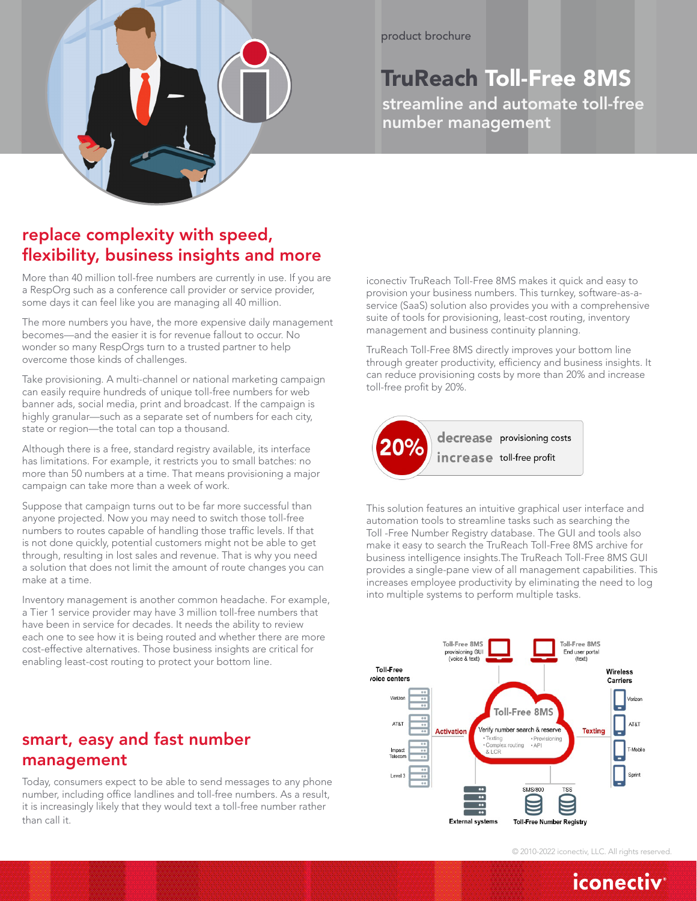product brochure

# TruReach Toll-Free 8MS

streamline and automate toll-free number management

## replace complexity with speed, flexibility, business insights and more

More than 40 million toll-free numbers are currently in use. If you are a RespOrg such as a conference call provider or service provider, some days it can feel like you are managing all 40 million.

The more numbers you have, the more expensive daily management becomes—and the easier it is for revenue fallout to occur. No wonder so many RespOrgs turn to a trusted partner to help overcome those kinds of challenges.

Take provisioning. A multi-channel or national marketing campaign can easily require hundreds of unique toll-free numbers for web banner ads, social media, print and broadcast. If the campaign is highly granular—such as a separate set of numbers for each city, state or region—the total can top a thousand.

Although there is a free, standard registry available, its interface has limitations. For example, it restricts you to small batches: no more than 50 numbers at a time. That means provisioning a major campaign can take more than a week of work.

Suppose that campaign turns out to be far more successful than anyone projected. Now you may need to switch those toll-free numbers to routes capable of handling those traffic levels. If that is not done quickly, potential customers might not be able to get through, resulting in lost sales and revenue. That is why you need a solution that does not limit the amount of route changes you can make at a time.

Inventory management is another common headache. For example, a Tier 1 service provider may have 3 million toll-free numbers that have been in service for decades. It needs the ability to review each one to see how it is being routed and whether there are more cost-effective alternatives. Those business insights are critical for enabling least-cost routing to protect your bottom line.

iconectiv TruReach Toll-Free 8MS makes it quick and easy to provision your business numbers. This turnkey, software-as-a-service (SaaS) solution also provides you with a comprehensive suite of tools for provisioning, least-cost routing, inventory management and business continuity planning.

TruReach Toll-Free 8MS directly improves your bottom line through greater productivity, efficiency and business insights. It can reduce provisioning costs by more than 20% and increase toll-free profit by 20%.

**20%** — **decrease** provisioning costs, **increase** toll-free profit

This solution features an intuitive graphical user interface and automation tools to streamline tasks such as searching the Toll -Free Number Registry database. The GUI and tools also make it easy to search the TruReach Toll-Free 8MS archive for business intelligence insights.The TruReach Toll-Free 8MS GUI provides a single-pane view of all management capabilities. This increases employee productivity by eliminating the need to log into multiple systems to perform multiple tasks.

## smart, easy and fast number management

Today, consumers expect to be able to send messages to any phone number, including office landlines and toll-free numbers. As a result, it is increasingly likely that they would text a toll-free number rather than call it.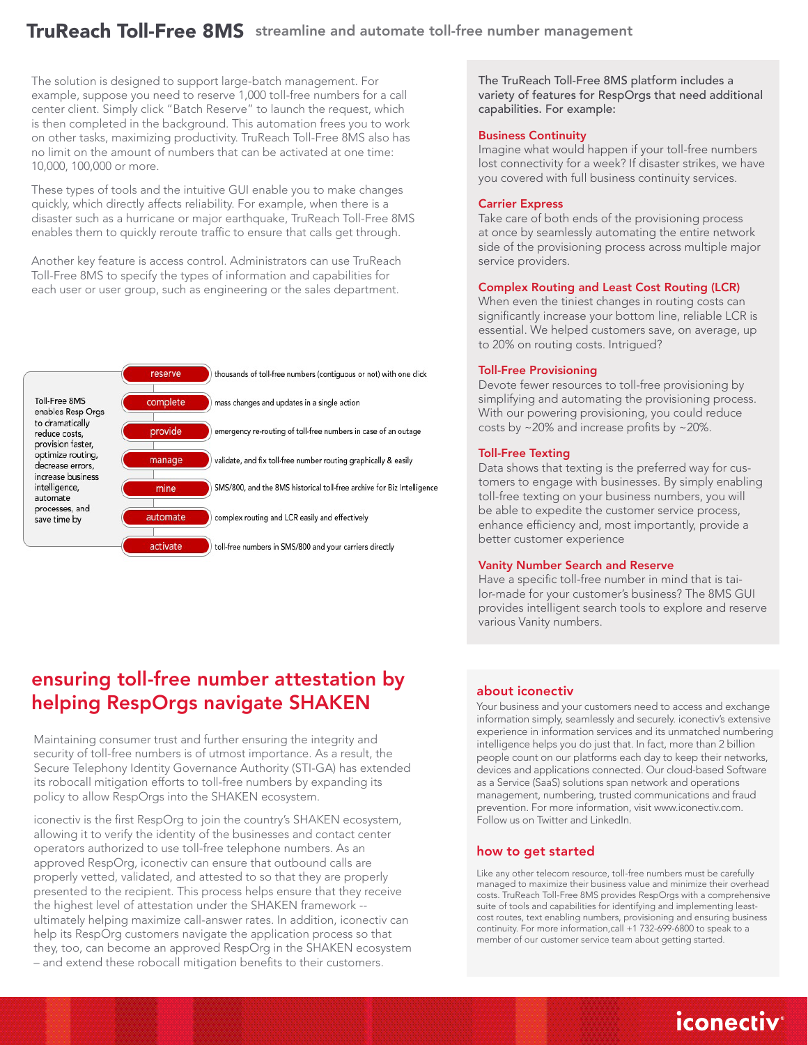# TruReach Toll-Free 8MS streamline and automate toll-free number management

The solution is designed to support large-batch management. For example, suppose you need to reserve 1,000 toll-free numbers for a call center client. Simply click "Batch Reserve" to launch the request, which is then completed in the background. This automation frees you to work on other tasks, maximizing productivity. TruReach Toll-Free 8MS also has no limit on the amount of numbers that can be activated at one time: 10,000, 100,000 or more.

These types of tools and the intuitive GUI enable you to make changes quickly, which directly affects reliability. For example, when there is a disaster such as a hurricane or major earthquake, TruReach Toll-Free 8MS enables them to quickly reroute traffic to ensure that calls get through.

Another key feature is access control. Administrators can use TruReach Toll-Free 8MS to specify the types of information and capabilities for each user or user group, such as engineering or the sales department.

Toll-Free 8MS enables Resp Orgs to dramatically reduce costs, provision faster, optimize routing, decrease errors, increase business intelligence, automate processes, and save time by

reserve
thousands of toll-free numbers (contiguous or not) with one click

complete
mass changes and updates in a single action

provide
emergency re-routing of toll-free numbers in case of an outage

manage
validate, and fix toll-free number routing graphically & easily

mine
SMS/800, and the 8MS historical toll-free archive for Biz Intelligence

automate
complex routing and LCR easily and effectively

activate
toll-free numbers in SMS/800 and your carriers directly

The TruReach Toll-Free 8MS platform includes a variety of features for RespOrgs that need additional capabilities. For example:

### Business Continuity

Imagine what would happen if your toll-free numbers lost connectivity for a week? If disaster strikes, we have you covered with full business continuity services.

### Carrier Express

Take care of both ends of the provisioning process at once by seamlessly automating the entire network side of the provisioning process across multiple major service providers.

### Complex Routing and Least Cost Routing (LCR)

When even the tiniest changes in routing costs can significantly increase your bottom line, reliable LCR is essential. We helped customers save, on average, up to 20% on routing costs. Intrigued?

### Toll-Free Provisioning

Devote fewer resources to toll-free provisioning by simplifying and automating the provisioning process. With our powering provisioning, you could reduce costs by ~20% and increase profits by ~20%.

### Toll-Free Texting

Data shows that texting is the preferred way for customers to engage with businesses. By simply enabling toll-free texting on your business numbers, you will be able to expedite the customer service process, enhance efficiency and, most importantly, provide a better customer experience

### Vanity Number Search and Reserve

Have a specific toll-free number in mind that is tailor-made for your customer's business? The 8MS GUI provides intelligent search tools to explore and reserve various Vanity numbers.

## ensuring toll-free number attestation by helping RespOrgs navigate SHAKEN

Maintaining consumer trust and further ensuring the integrity and security of toll-free numbers is of utmost importance. As a result, the Secure Telephony Identity Governance Authority (STI-GA) has extended its robocall mitigation efforts to toll-free numbers by expanding its policy to allow RespOrgs into the SHAKEN ecosystem.

iconectiv is the first RespOrg to join the country's SHAKEN ecosystem, allowing it to verify the identity of the businesses and contact center operators authorized to use toll-free telephone numbers. As an approved RespOrg, iconectiv can ensure that outbound calls are properly vetted, validated, and attested to so that they are properly presented to the recipient. This process helps ensure that they receive the highest level of attestation under the SHAKEN framework -- ultimately helping maximize call-answer rates. In addition, iconectiv can help its RespOrg customers navigate the application process so that they, too, can become an approved RespOrg in the SHAKEN ecosystem – and extend these robocall mitigation benefits to their customers.

## about iconectiv

Your business and your customers need to access and exchange information simply, seamlessly and securely. iconectiv's extensive experience in information services and its unmatched numbering intelligence helps you do just that. In fact, more than 2 billion people count on our platforms each day to keep their networks, devices and applications connected. Our cloud-based Software as a Service (SaaS) solutions span network and operations management, numbering, trusted communications and fraud prevention. For more information, visit www.iconectiv.com. Follow us on Twitter and LinkedIn.

## how to get started

Like any other telecom resource, toll-free numbers must be carefully managed to maximize their business value and minimize their overhead costs. TruReach Toll-Free 8MS provides RespOrgs with a comprehensive suite of tools and capabilities for identifying and implementing least-cost routes, text enabling numbers, provisioning and ensuring business continuity. For more information,call +1 732-699-6800 to speak to a member of our customer service team about getting started.

iconectiv®